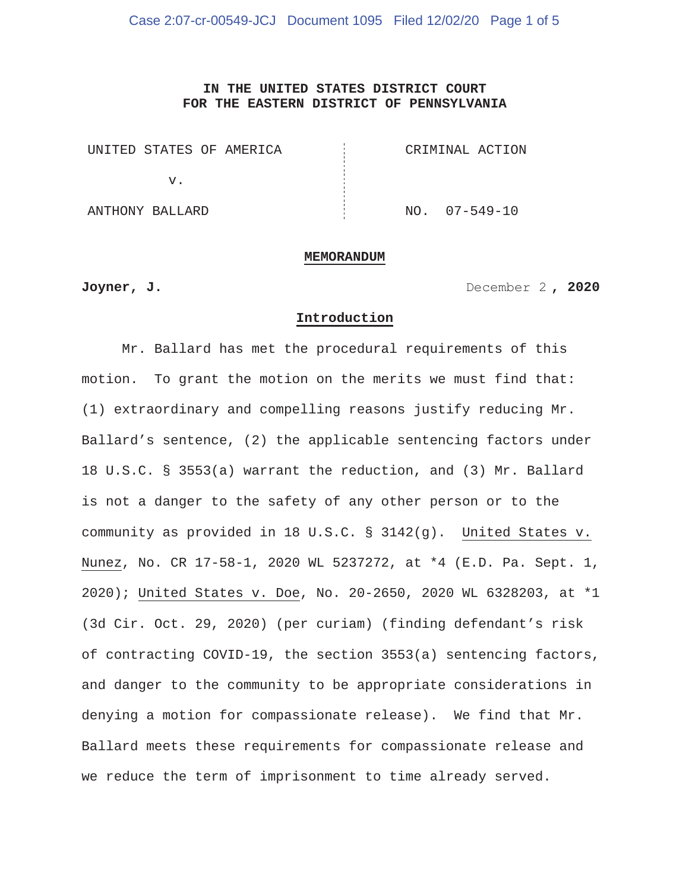**IN THE UNITED STATES DISTRICT COURT**
**FOR THE EASTERN DISTRICT OF PENNSYLVANIA**

| | |
|---|---|
| UNITED STATES OF AMERICA | CRIMINAL ACTION |
| v. | |
| ANTHONY BALLARD | NO. 07-549-10 |

## MEMORANDUM

**Joyner, J.** December 2 **, 2020**

### Introduction

Mr. Ballard has met the procedural requirements of this motion. To grant the motion on the merits we must find that: (1) extraordinary and compelling reasons justify reducing Mr. Ballard's sentence, (2) the applicable sentencing factors under 18 U.S.C. § 3553(a) warrant the reduction, and (3) Mr. Ballard is not a danger to the safety of any other person or to the community as provided in 18 U.S.C. § 3142(g). United States v. Nunez, No. CR 17-58-1, 2020 WL 5237272, at *4 (E.D. Pa. Sept. 1, 2020); United States v. Doe, No. 20-2650, 2020 WL 6328203, at *1 (3d Cir. Oct. 29, 2020) (per curiam) (finding defendant's risk of contracting COVID-19, the section 3553(a) sentencing factors, and danger to the community to be appropriate considerations in denying a motion for compassionate release). We find that Mr. Ballard meets these requirements for compassionate release and we reduce the term of imprisonment to time already served.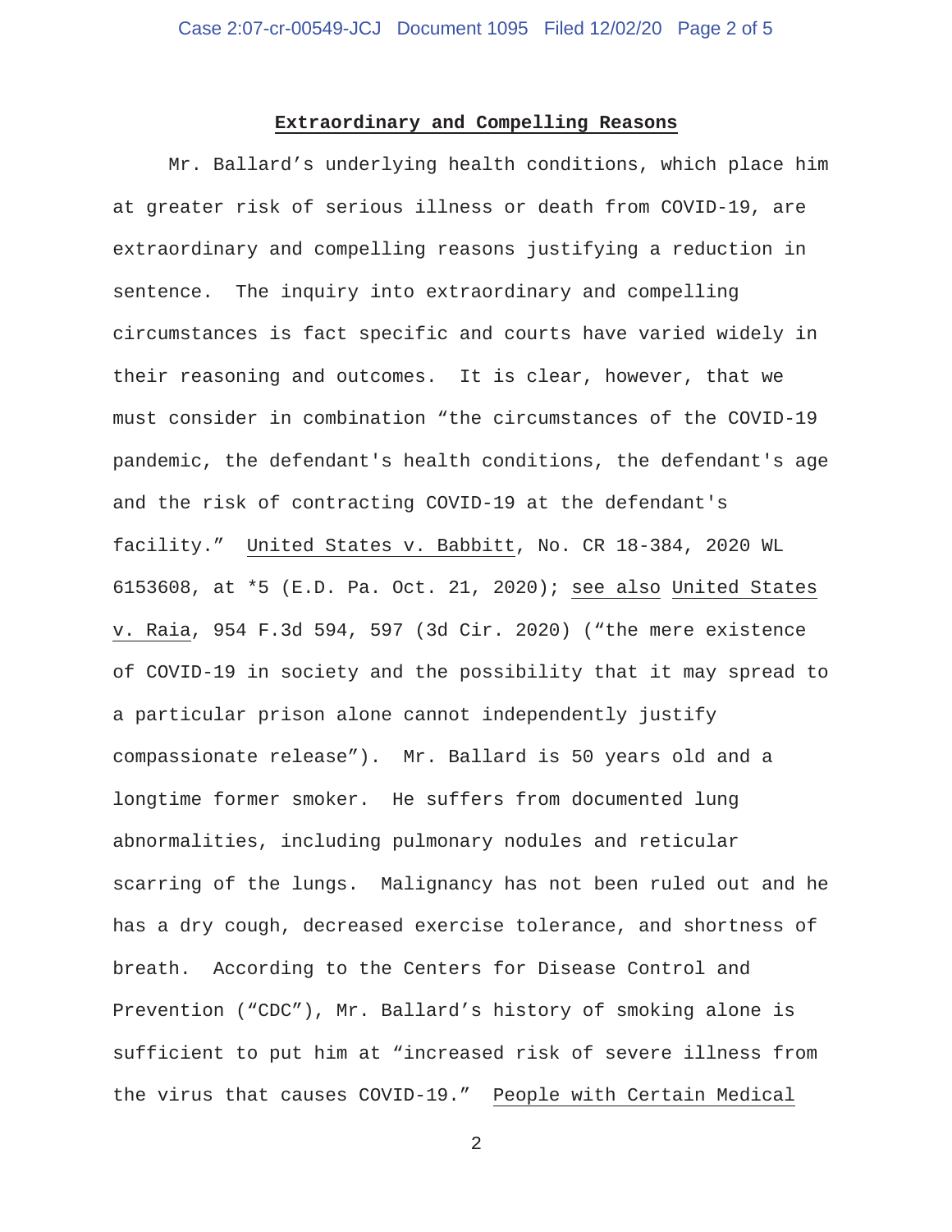## Extraordinary and Compelling Reasons

Mr. Ballard's underlying health conditions, which place him at greater risk of serious illness or death from COVID-19, are extraordinary and compelling reasons justifying a reduction in sentence. The inquiry into extraordinary and compelling circumstances is fact specific and courts have varied widely in their reasoning and outcomes. It is clear, however, that we must consider in combination "the circumstances of the COVID-19 pandemic, the defendant's health conditions, the defendant's age and the risk of contracting COVID-19 at the defendant's facility." United States v. Babbitt, No. CR 18-384, 2020 WL 6153608, at *5 (E.D. Pa. Oct. 21, 2020); see also United States v. Raia, 954 F.3d 594, 597 (3d Cir. 2020) ("the mere existence of COVID-19 in society and the possibility that it may spread to a particular prison alone cannot independently justify compassionate release"). Mr. Ballard is 50 years old and a longtime former smoker. He suffers from documented lung abnormalities, including pulmonary nodules and reticular scarring of the lungs. Malignancy has not been ruled out and he has a dry cough, decreased exercise tolerance, and shortness of breath. According to the Centers for Disease Control and Prevention ("CDC"), Mr. Ballard's history of smoking alone is sufficient to put him at "increased risk of severe illness from the virus that causes COVID-19." People with Certain Medical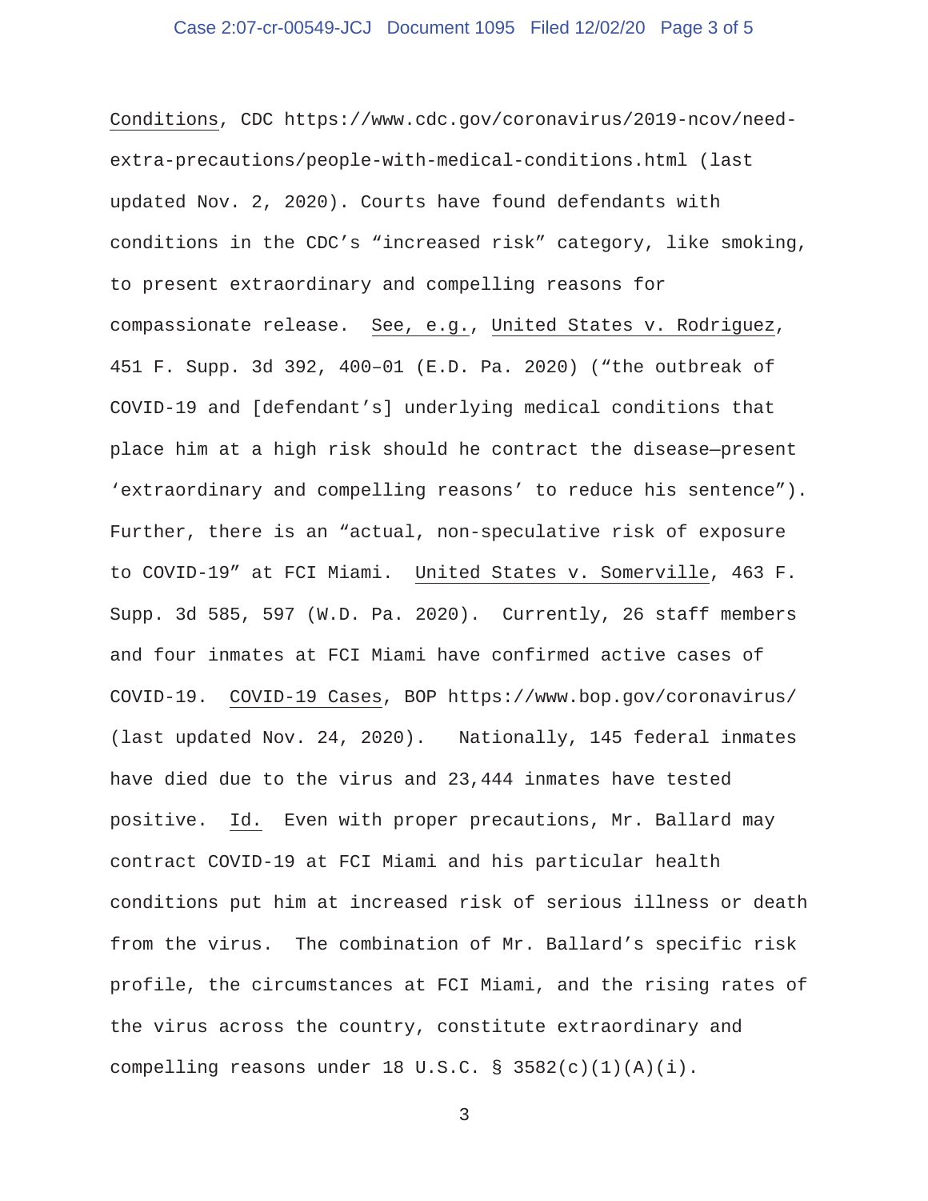Conditions, CDC https://www.cdc.gov/coronavirus/2019-ncov/need-extra-precautions/people-with-medical-conditions.html (last updated Nov. 2, 2020). Courts have found defendants with conditions in the CDC's "increased risk" category, like smoking, to present extraordinary and compelling reasons for compassionate release. See, e.g., United States v. Rodriguez, 451 F. Supp. 3d 392, 400–01 (E.D. Pa. 2020) ("the outbreak of COVID-19 and [defendant's] underlying medical conditions that place him at a high risk should he contract the disease—present 'extraordinary and compelling reasons' to reduce his sentence"). Further, there is an "actual, non-speculative risk of exposure to COVID-19" at FCI Miami. United States v. Somerville, 463 F. Supp. 3d 585, 597 (W.D. Pa. 2020). Currently, 26 staff members and four inmates at FCI Miami have confirmed active cases of COVID-19. COVID-19 Cases, BOP https://www.bop.gov/coronavirus/ (last updated Nov. 24, 2020). Nationally, 145 federal inmates have died due to the virus and 23,444 inmates have tested positive. Id. Even with proper precautions, Mr. Ballard may contract COVID-19 at FCI Miami and his particular health conditions put him at increased risk of serious illness or death from the virus. The combination of Mr. Ballard's specific risk profile, the circumstances at FCI Miami, and the rising rates of the virus across the country, constitute extraordinary and compelling reasons under 18 U.S.C. § 3582(c)(1)(A)(i).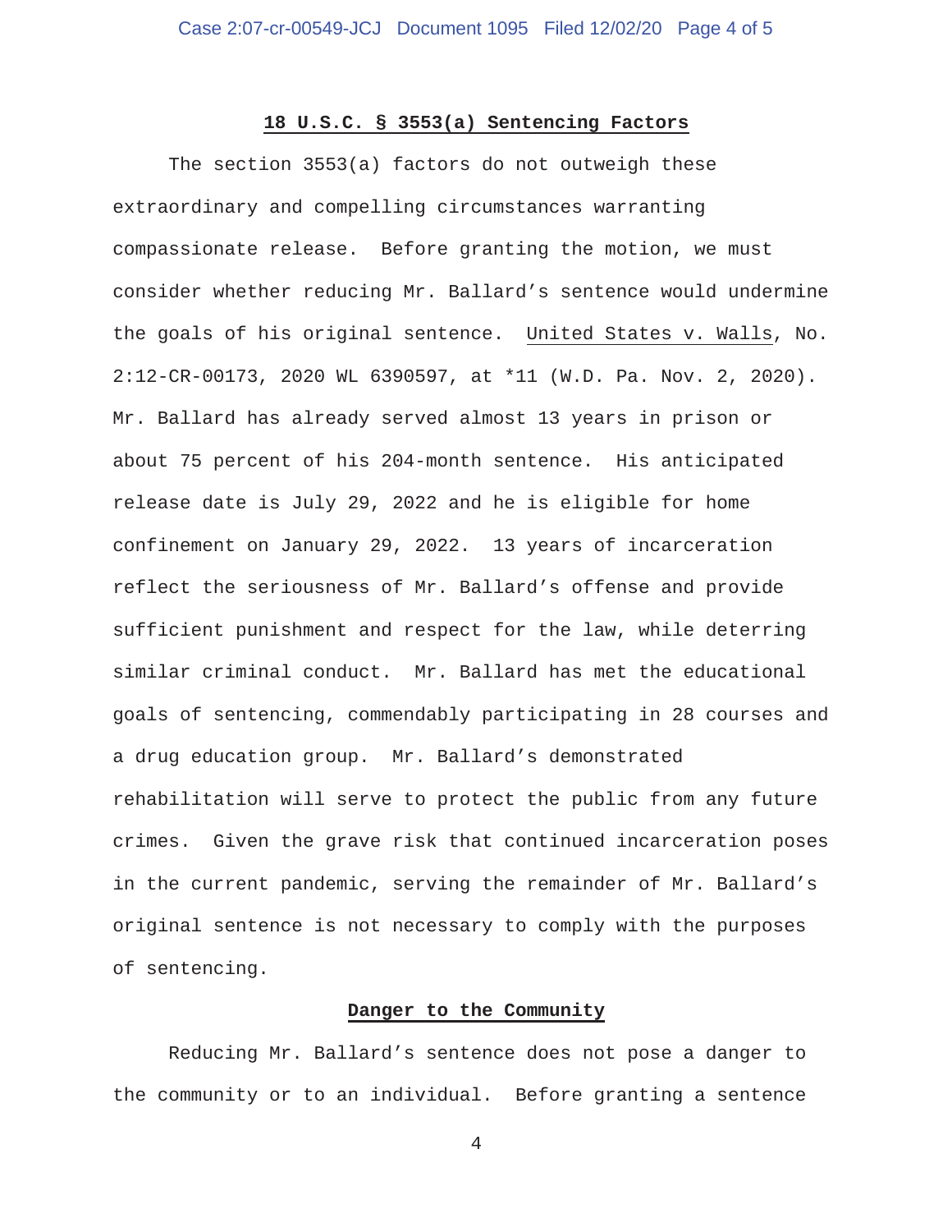**18 U.S.C. § 3553(a) Sentencing Factors**

The section 3553(a) factors do not outweigh these extraordinary and compelling circumstances warranting compassionate release. Before granting the motion, we must consider whether reducing Mr. Ballard's sentence would undermine the goals of his original sentence. United States v. Walls, No. 2:12-CR-00173, 2020 WL 6390597, at *11 (W.D. Pa. Nov. 2, 2020). Mr. Ballard has already served almost 13 years in prison or about 75 percent of his 204-month sentence. His anticipated release date is July 29, 2022 and he is eligible for home confinement on January 29, 2022. 13 years of incarceration reflect the seriousness of Mr. Ballard's offense and provide sufficient punishment and respect for the law, while deterring similar criminal conduct. Mr. Ballard has met the educational goals of sentencing, commendably participating in 28 courses and a drug education group. Mr. Ballard's demonstrated rehabilitation will serve to protect the public from any future crimes. Given the grave risk that continued incarceration poses in the current pandemic, serving the remainder of Mr. Ballard's original sentence is not necessary to comply with the purposes of sentencing.

**Danger to the Community**

Reducing Mr. Ballard's sentence does not pose a danger to the community or to an individual. Before granting a sentence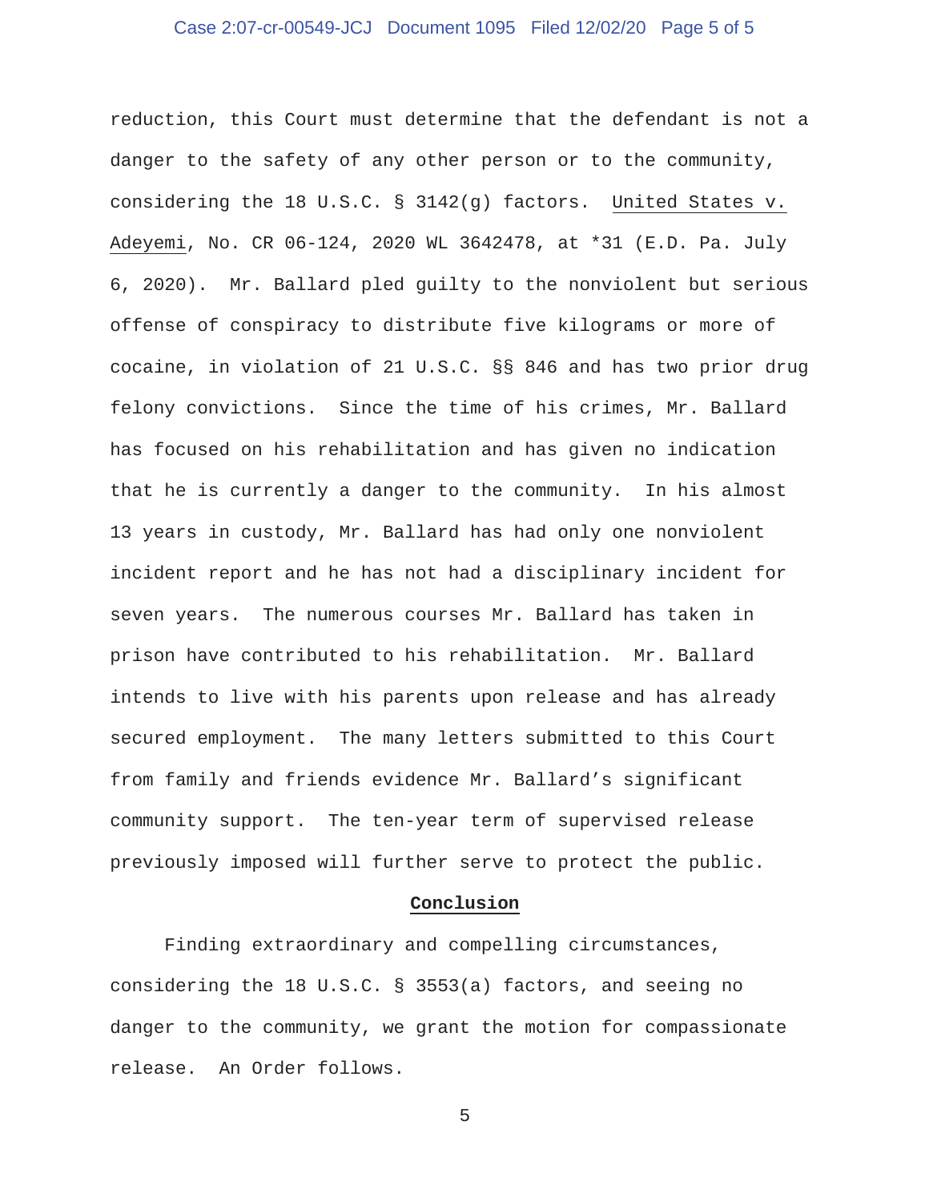reduction, this Court must determine that the defendant is not a danger to the safety of any other person or to the community, considering the 18 U.S.C. § 3142(g) factors. United States v. Adeyemi, No. CR 06-124, 2020 WL 3642478, at *31 (E.D. Pa. July 6, 2020). Mr. Ballard pled guilty to the nonviolent but serious offense of conspiracy to distribute five kilograms or more of cocaine, in violation of 21 U.S.C. §§ 846 and has two prior drug felony convictions. Since the time of his crimes, Mr. Ballard has focused on his rehabilitation and has given no indication that he is currently a danger to the community. In his almost 13 years in custody, Mr. Ballard has had only one nonviolent incident report and he has not had a disciplinary incident for seven years. The numerous courses Mr. Ballard has taken in prison have contributed to his rehabilitation. Mr. Ballard intends to live with his parents upon release and has already secured employment. The many letters submitted to this Court from family and friends evidence Mr. Ballard's significant community support. The ten-year term of supervised release previously imposed will further serve to protect the public.

## Conclusion

Finding extraordinary and compelling circumstances, considering the 18 U.S.C. § 3553(a) factors, and seeing no danger to the community, we grant the motion for compassionate release. An Order follows.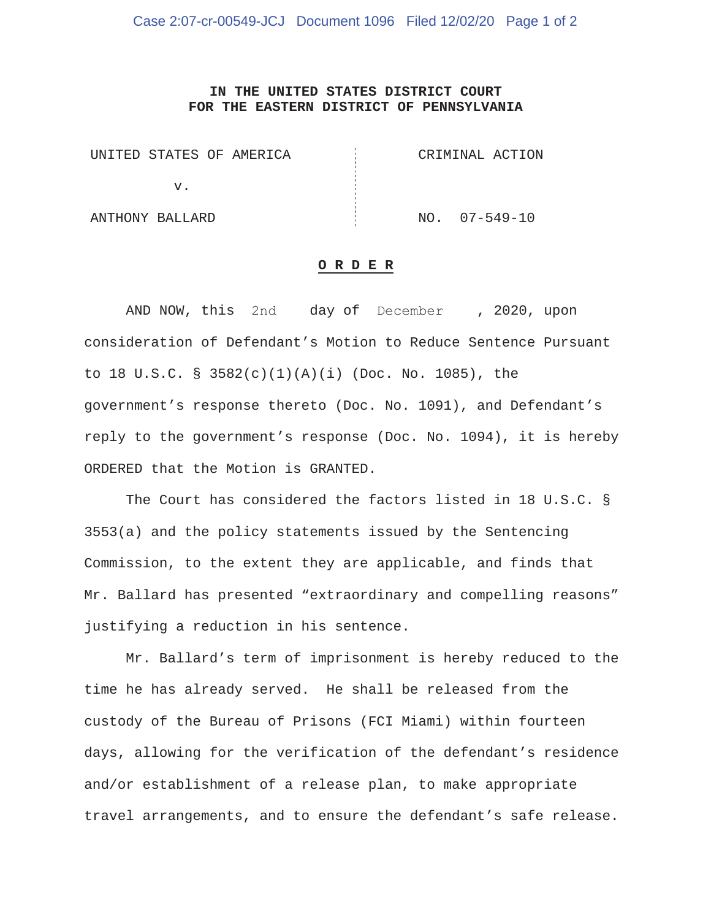**IN THE UNITED STATES DISTRICT COURT**
**FOR THE EASTERN DISTRICT OF PENNSYLVANIA**

| | |
|---|---|
| UNITED STATES OF AMERICA | CRIMINAL ACTION |
| v. | |
| ANTHONY BALLARD | NO. 07-549-10 |

**O R D E R**

AND NOW, this 2nd day of December, 2020, upon consideration of Defendant's Motion to Reduce Sentence Pursuant to 18 U.S.C. § 3582(c)(1)(A)(i) (Doc. No. 1085), the government's response thereto (Doc. No. 1091), and Defendant's reply to the government's response (Doc. No. 1094), it is hereby ORDERED that the Motion is GRANTED.

The Court has considered the factors listed in 18 U.S.C. § 3553(a) and the policy statements issued by the Sentencing Commission, to the extent they are applicable, and finds that Mr. Ballard has presented "extraordinary and compelling reasons" justifying a reduction in his sentence.

Mr. Ballard's term of imprisonment is hereby reduced to the time he has already served. He shall be released from the custody of the Bureau of Prisons (FCI Miami) within fourteen days, allowing for the verification of the defendant's residence and/or establishment of a release plan, to make appropriate travel arrangements, and to ensure the defendant's safe release.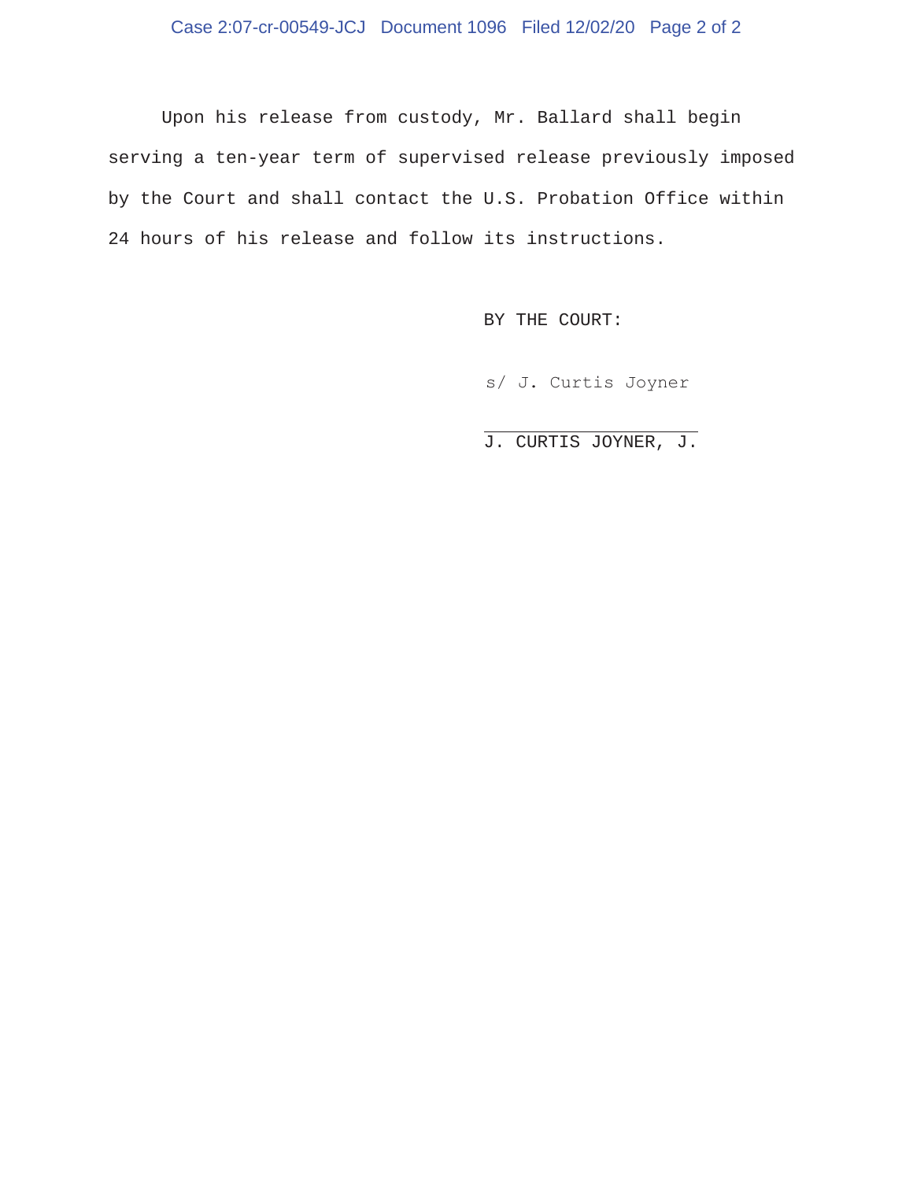Upon his release from custody, Mr. Ballard shall begin serving a ten-year term of supervised release previously imposed by the Court and shall contact the U.S. Probation Office within 24 hours of his release and follow its instructions.

BY THE COURT:

s/ J. Curtis Joyner

J. CURTIS JOYNER, J.